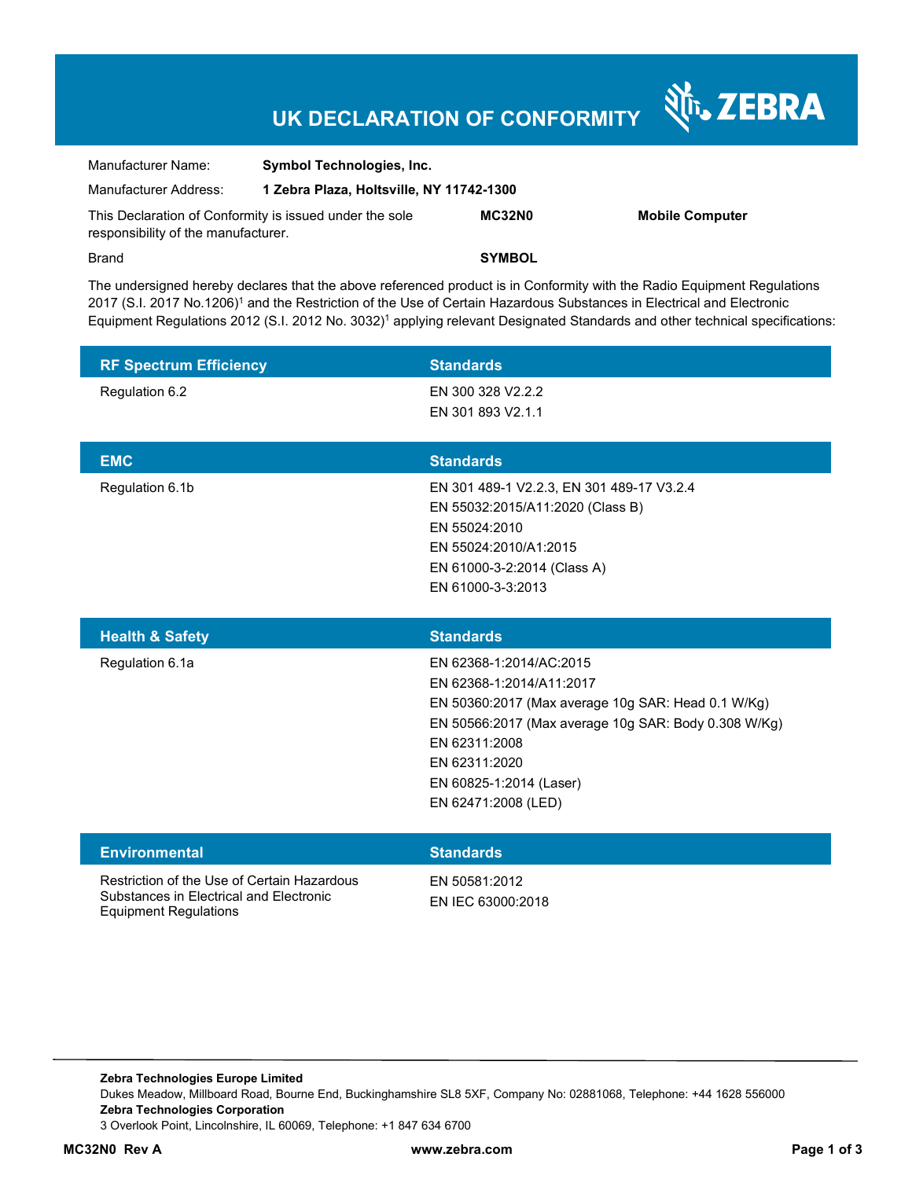# UK DECLARATION OF CONFORMITY

ZEBRA

| | | | |
|---|---|---|---|
| Manufacturer Name: | **Symbol Technologies, Inc.** | | |
| Manufacturer Address: | **1 Zebra Plaza, Holtsville, NY 11742-1300** | | |
| This Declaration of Conformity is issued under the sole responsibility of the manufacturer. | | **MC32N0** | **Mobile Computer** |
| Brand | | **SYMBOL** | |

The undersigned hereby declares that the above referenced product is in Conformity with the Radio Equipment Regulations 2017 (S.I. 2017 No.1206)[1] and the Restriction of the Use of Certain Hazardous Substances in Electrical and Electronic Equipment Regulations 2012 (S.I. 2012 No. 3032)[1] applying relevant Designated Standards and other technical specifications:

| RF Spectrum Efficiency | Standards |
|---|---|
| Regulation 6.2 | EN 300 328 V2.2.2<br>EN 301 893 V2.1.1 |

| EMC | Standards |
|---|---|
| Regulation 6.1b | EN 301 489-1 V2.2.3, EN 301 489-17 V3.2.4<br>EN 55032:2015/A11:2020 (Class B)<br>EN 55024:2010<br>EN 55024:2010/A1:2015<br>EN 61000-3-2:2014 (Class A)<br>EN 61000-3-3:2013 |

| Health & Safety | Standards |
|---|---|
| Regulation 6.1a | EN 62368-1:2014/AC:2015<br>EN 62368-1:2014/A11:2017<br>EN 50360:2017 (Max average 10g SAR: Head 0.1 W/Kg)<br>EN 50566:2017 (Max average 10g SAR: Body 0.308 W/Kg)<br>EN 62311:2008<br>EN 62311:2020<br>EN 60825-1:2014 (Laser)<br>EN 62471:2008 (LED) |

| Environmental | Standards |
|---|---|
| Restriction of the Use of Certain Hazardous Substances in Electrical and Electronic Equipment Regulations | EN 50581:2012<br>EN IEC 63000:2018 |

**Zebra Technologies Europe Limited**
Dukes Meadow, Millboard Road, Bourne End, Buckinghamshire SL8 5XF, Company No: 02881068, Telephone: +44 1628 556000
**Zebra Technologies Corporation**
3 Overlook Point, Lincolnshire, IL 60069, Telephone: +1 847 634 6700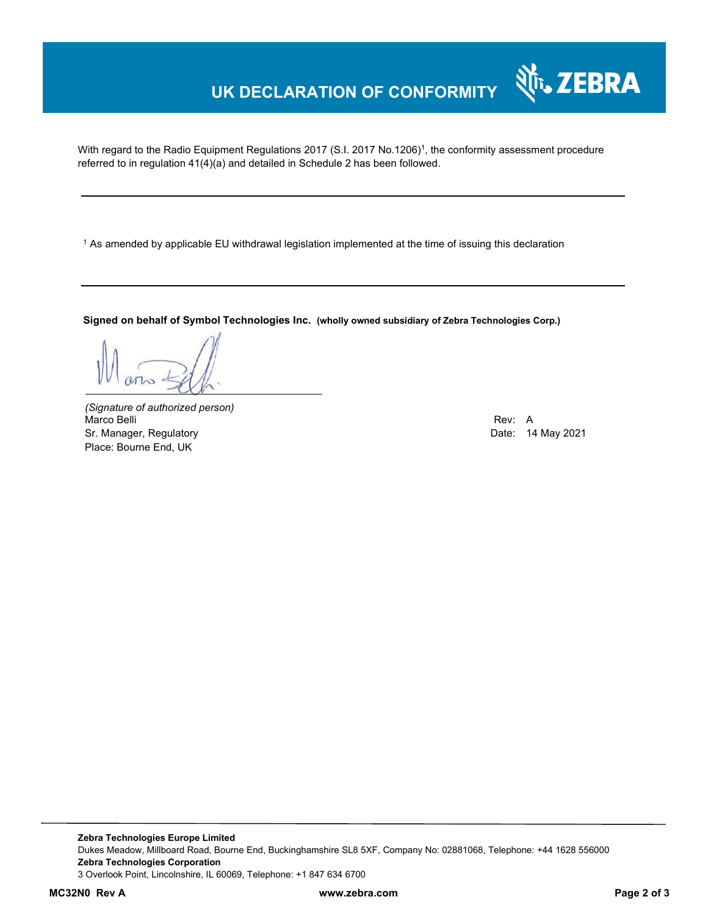# UK DECLARATION OF CONFORMITY

With regard to the Radio Equipment Regulations 2017 (S.I. 2017 No.1206)[1], the conformity assessment procedure referred to in regulation 41(4)(a) and detailed in Schedule 2 has been followed.

---

[1] As amended by applicable EU withdrawal legislation implemented at the time of issuing this declaration

---

**Signed on behalf of Symbol Technologies Inc.** **(wholly owned subsidiary of Zebra Technologies Corp.)**

*(Signature of authorized person)*
Marco Belli
Sr. Manager, Regulatory
Place: Bourne End, UK

Rev: A
Date: 14 May 2021

---

**Zebra Technologies Europe Limited**
Dukes Meadow, Millboard Road, Bourne End, Buckinghamshire SL8 5XF, Company No: 02881068, Telephone: +44 1628 556000
**Zebra Technologies Corporation**
3 Overlook Point, Lincolnshire, IL 60069, Telephone: +1 847 634 6700

**MC32N0 Rev A** **www.zebra.com**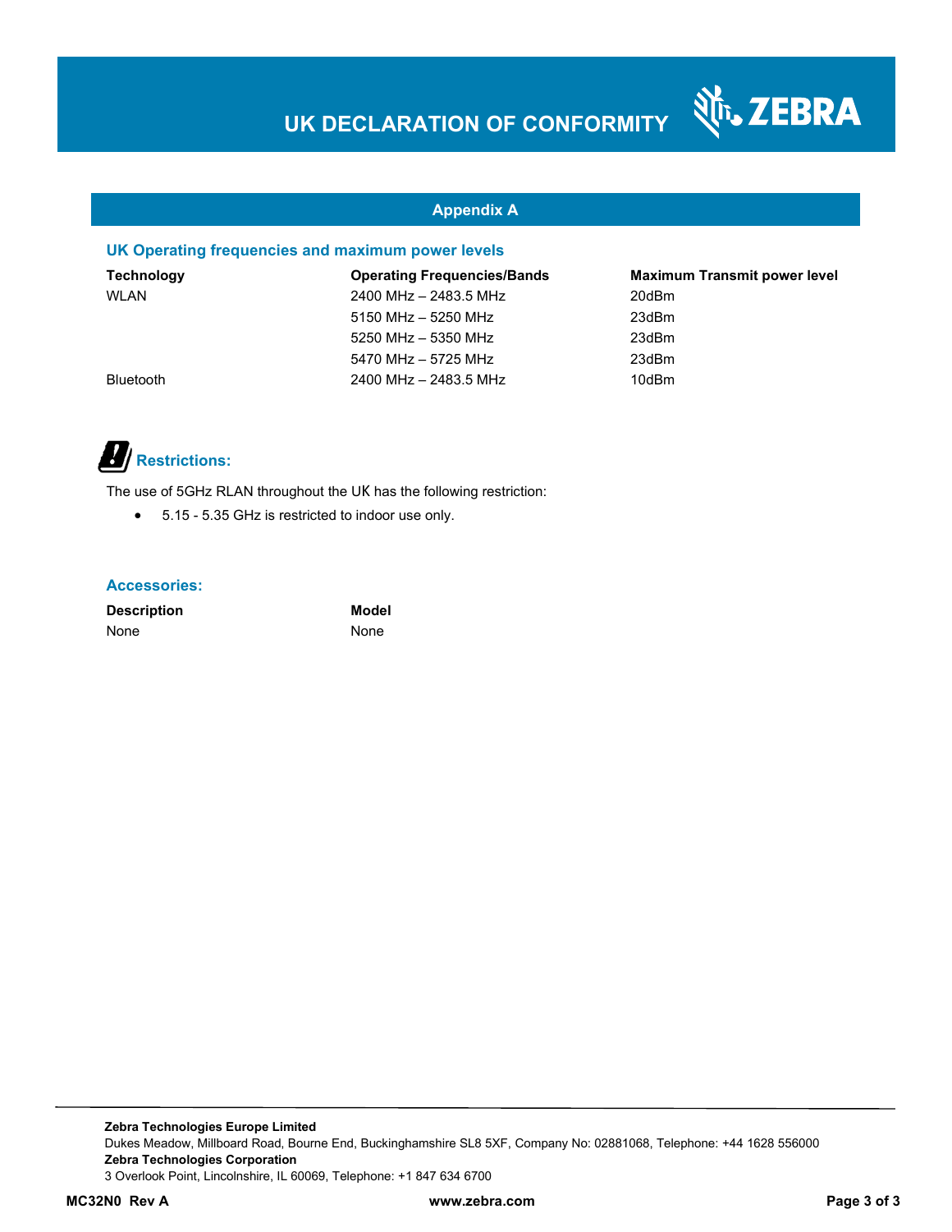# UK DECLARATION OF CONFORMITY

## Appendix A

### UK Operating frequencies and maximum power levels

| Technology | Operating Frequencies/Bands | Maximum Transmit power level |
|---|---|---|
| WLAN | 2400 MHz – 2483.5 MHz | 20dBm |
| | 5150 MHz – 5250 MHz | 23dBm |
| | 5250 MHz – 5350 MHz | 23dBm |
| | 5470 MHz – 5725 MHz | 23dBm |
| Bluetooth | 2400 MHz – 2483.5 MHz | 10dBm |

### Restrictions:

The use of 5GHz RLAN throughout the UK has the following restriction:

- 5.15 - 5.35 GHz is restricted to indoor use only.

### Accessories:

| Description | Model |
|---|---|
| None | None |

**Zebra Technologies Europe Limited**
Dukes Meadow, Millboard Road, Bourne End, Buckinghamshire SL8 5XF, Company No: 02881068, Telephone: +44 1628 556000
**Zebra Technologies Corporation**
3 Overlook Point, Lincolnshire, IL 60069, Telephone: +1 847 634 6700

**MC32N0 Rev A** **www.zebra.com**